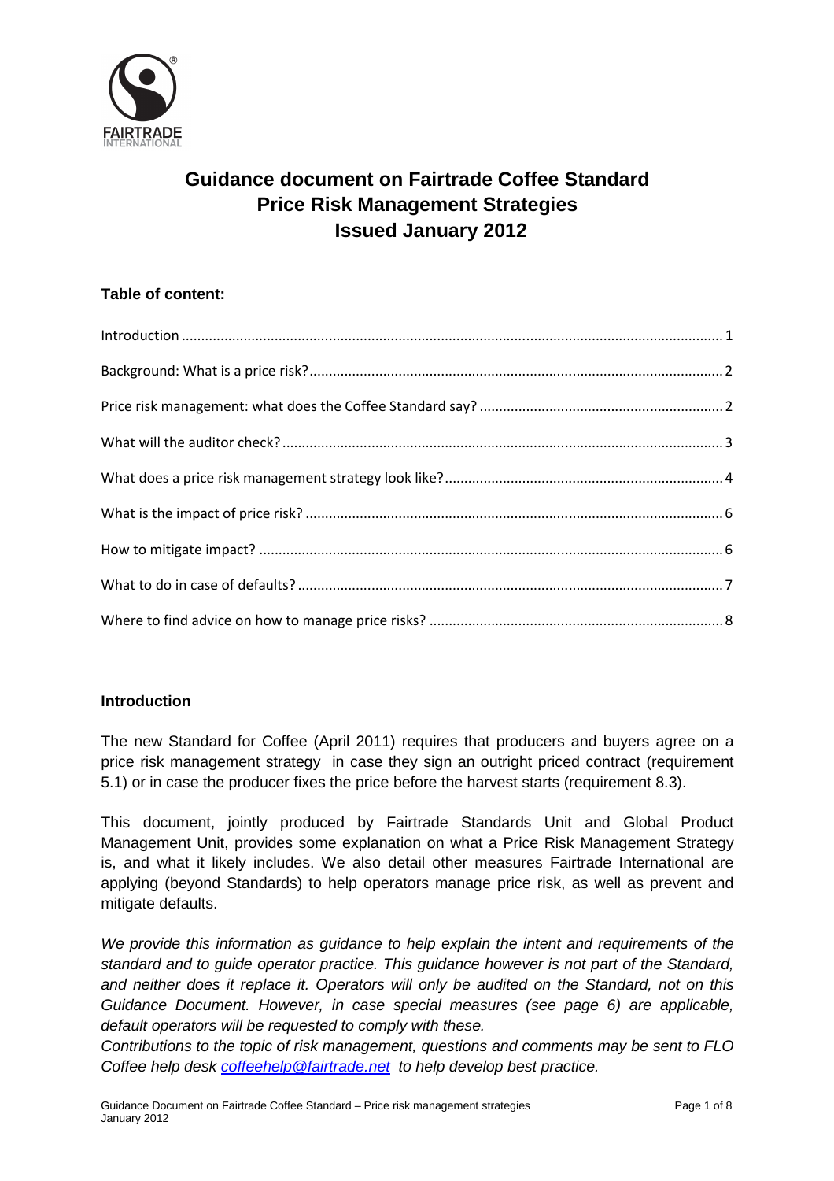# Guidance document on Fairtrade Coffee Standard Price Risk Management Strategies Issued January 2012

**Table of content:**

Introduction ........ 1

Background: What is a price risk? ........ 2

Price risk management: what does the Coffee Standard say? ........ 2

What will the auditor check? ........ 3

What does a price risk management strategy look like? ........ 4

What is the impact of price risk? ........ 6

How to mitigate impact? ........ 6

What to do in case of defaults? ........ 7

Where to find advice on how to manage price risks? ........ 8

## Introduction

The new Standard for Coffee (April 2011) requires that producers and buyers agree on a price risk management strategy in case they sign an outright priced contract (requirement 5.1) or in case the producer fixes the price before the harvest starts (requirement 8.3).

This document, jointly produced by Fairtrade Standards Unit and Global Product Management Unit, provides some explanation on what a Price Risk Management Strategy is, and what it likely includes. We also detail other measures Fairtrade International are applying (beyond Standards) to help operators manage price risk, as well as prevent and mitigate defaults.

*We provide this information as guidance to help explain the intent and requirements of the standard and to guide operator practice. This guidance however is not part of the Standard, and neither does it replace it. Operators will only be audited on the Standard, not on this Guidance Document. However, in case special measures (see page 6) are applicable, default operators will be requested to comply with these.*

*Contributions to the topic of risk management, questions and comments may be sent to FLO Coffee help desk coffeehelp@fairtrade.net to help develop best practice.*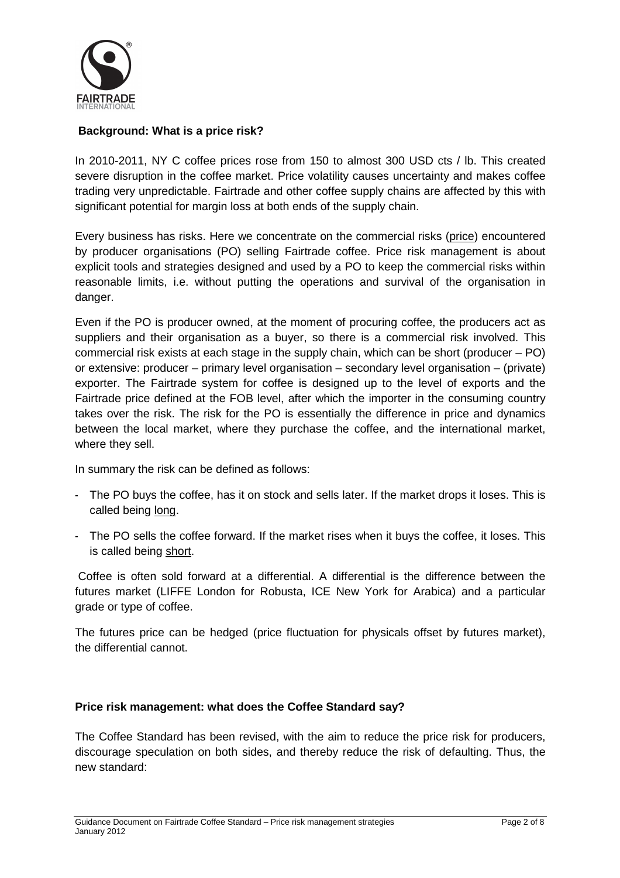**Background: What is a price risk?**

In 2010-2011, NY C coffee prices rose from 150 to almost 300 USD cts / lb. This created severe disruption in the coffee market. Price volatility causes uncertainty and makes coffee trading very unpredictable. Fairtrade and other coffee supply chains are affected by this with significant potential for margin loss at both ends of the supply chain.

Every business has risks. Here we concentrate on the commercial risks (price) encountered by producer organisations (PO) selling Fairtrade coffee. Price risk management is about explicit tools and strategies designed and used by a PO to keep the commercial risks within reasonable limits, i.e. without putting the operations and survival of the organisation in danger.

Even if the PO is producer owned, at the moment of procuring coffee, the producers act as suppliers and their organisation as a buyer, so there is a commercial risk involved. This commercial risk exists at each stage in the supply chain, which can be short (producer – PO) or extensive: producer – primary level organisation – secondary level organisation – (private) exporter. The Fairtrade system for coffee is designed up to the level of exports and the Fairtrade price defined at the FOB level, after which the importer in the consuming country takes over the risk. The risk for the PO is essentially the difference in price and dynamics between the local market, where they purchase the coffee, and the international market, where they sell.

In summary the risk can be defined as follows:

- The PO buys the coffee, has it on stock and sells later. If the market drops it loses. This is called being long.
- The PO sells the coffee forward. If the market rises when it buys the coffee, it loses. This is called being short.

Coffee is often sold forward at a differential. A differential is the difference between the futures market (LIFFE London for Robusta, ICE New York for Arabica) and a particular grade or type of coffee.

The futures price can be hedged (price fluctuation for physicals offset by futures market), the differential cannot.

**Price risk management: what does the Coffee Standard say?**

The Coffee Standard has been revised, with the aim to reduce the price risk for producers, discourage speculation on both sides, and thereby reduce the risk of defaulting. Thus, the new standard: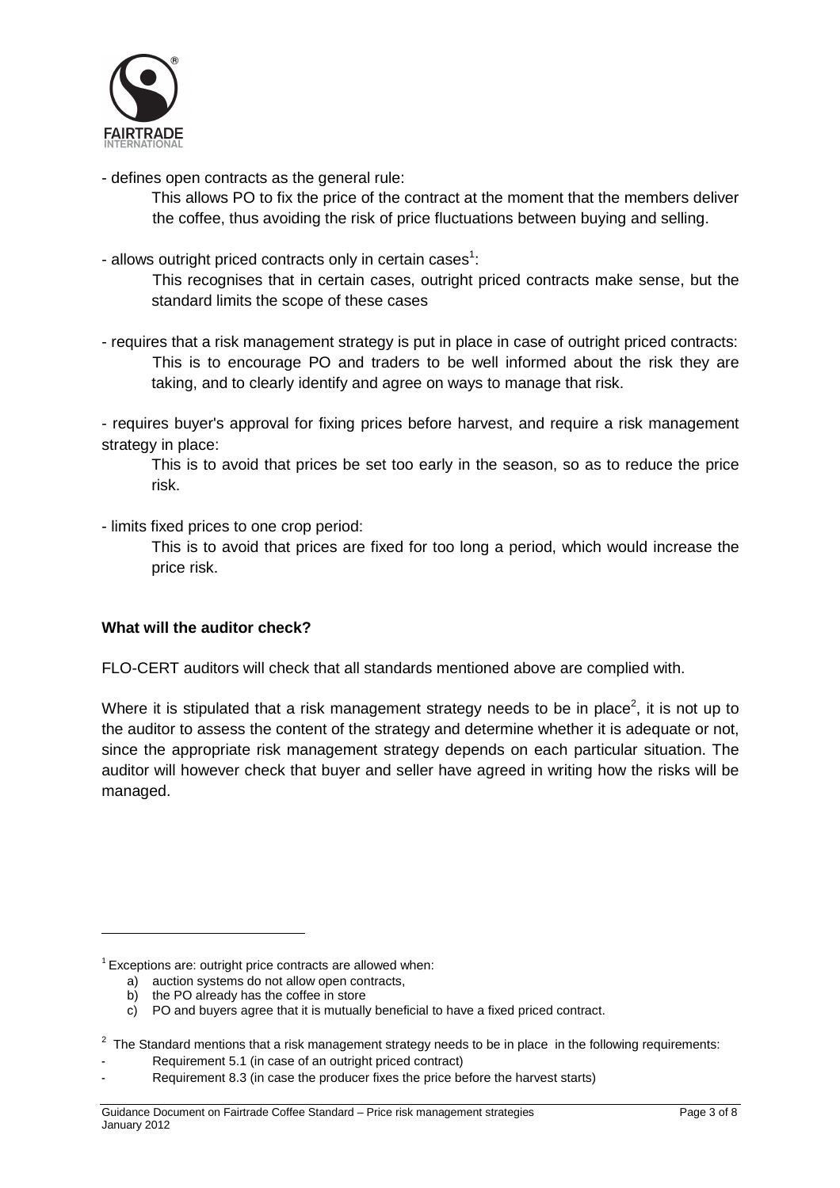- defines open contracts as the general rule:

    This allows PO to fix the price of the contract at the moment that the members deliver the coffee, thus avoiding the risk of price fluctuations between buying and selling.

- allows outright priced contracts only in certain cases[1]:

    This recognises that in certain cases, outright priced contracts make sense, but the standard limits the scope of these cases

- requires that a risk management strategy is put in place in case of outright priced contracts:

    This is to encourage PO and traders to be well informed about the risk they are taking, and to clearly identify and agree on ways to manage that risk.

- requires buyer's approval for fixing prices before harvest, and require a risk management strategy in place:

    This is to avoid that prices be set too early in the season, so as to reduce the price risk.

- limits fixed prices to one crop period:

    This is to avoid that prices are fixed for too long a period, which would increase the price risk.

**What will the auditor check?**

FLO-CERT auditors will check that all standards mentioned above are complied with.

Where it is stipulated that a risk management strategy needs to be in place[2], it is not up to the auditor to assess the content of the strategy and determine whether it is adequate or not, since the appropriate risk management strategy depends on each particular situation. The auditor will however check that buyer and seller have agreed in writing how the risks will be managed.

---

[1] Exceptions are: outright price contracts are allowed when:

a) auction systems do not allow open contracts,
b) the PO already has the coffee in store
c) PO and buyers agree that it is mutually beneficial to have a fixed priced contract.

[2] The Standard mentions that a risk management strategy needs to be in place in the following requirements:

- Requirement 5.1 (in case of an outright priced contract)
- Requirement 8.3 (in case the producer fixes the price before the harvest starts)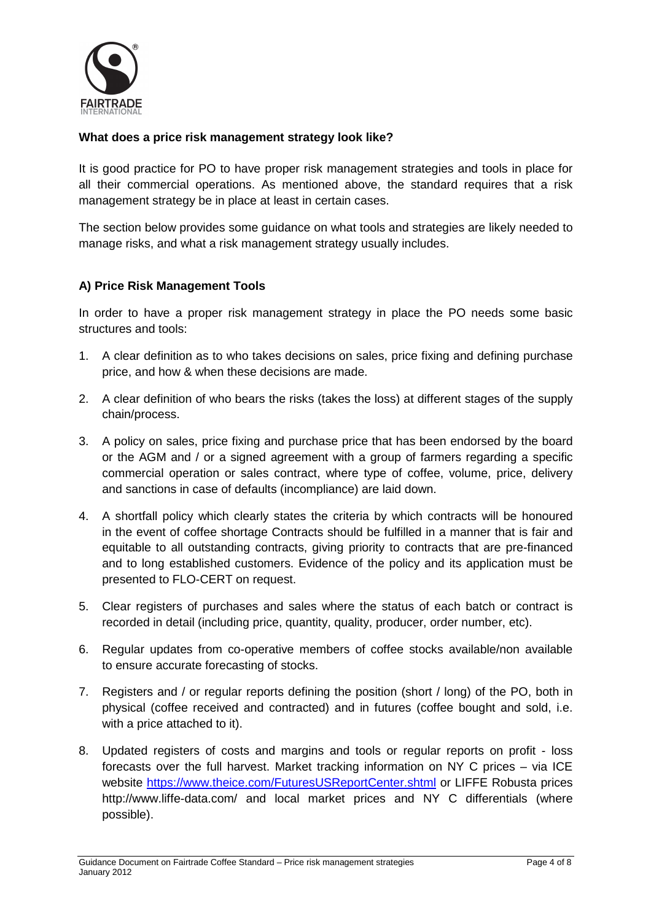**What does a price risk management strategy look like?**

It is good practice for PO to have proper risk management strategies and tools in place for all their commercial operations. As mentioned above, the standard requires that a risk management strategy be in place at least in certain cases.

The section below provides some guidance on what tools and strategies are likely needed to manage risks, and what a risk management strategy usually includes.

**A) Price Risk Management Tools**

In order to have a proper risk management strategy in place the PO needs some basic structures and tools:

1. A clear definition as to who takes decisions on sales, price fixing and defining purchase price, and how & when these decisions are made.
2. A clear definition of who bears the risks (takes the loss) at different stages of the supply chain/process.
3. A policy on sales, price fixing and purchase price that has been endorsed by the board or the AGM and / or a signed agreement with a group of farmers regarding a specific commercial operation or sales contract, where type of coffee, volume, price, delivery and sanctions in case of defaults (incompliance) are laid down.
4. A shortfall policy which clearly states the criteria by which contracts will be honoured in the event of coffee shortage Contracts should be fulfilled in a manner that is fair and equitable to all outstanding contracts, giving priority to contracts that are pre-financed and to long established customers. Evidence of the policy and its application must be presented to FLO-CERT on request.
5. Clear registers of purchases and sales where the status of each batch or contract is recorded in detail (including price, quantity, quality, producer, order number, etc).
6. Regular updates from co-operative members of coffee stocks available/non available to ensure accurate forecasting of stocks.
7. Registers and / or regular reports defining the position (short / long) of the PO, both in physical (coffee received and contracted) and in futures (coffee bought and sold, i.e. with a price attached to it).
8. Updated registers of costs and margins and tools or regular reports on profit - loss forecasts over the full harvest. Market tracking information on NY C prices – via ICE website https://www.theice.com/FuturesUSReportCenter.shtml or LIFFE Robusta prices http://www.liffe-data.com/ and local market prices and NY C differentials (where possible).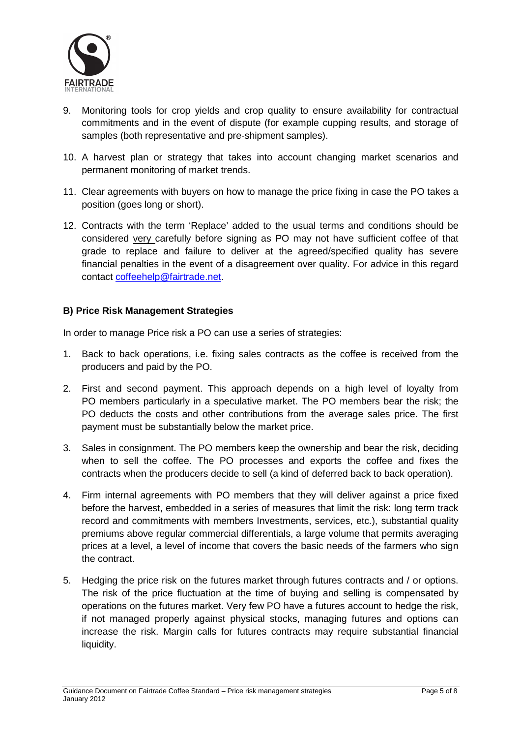9. Monitoring tools for crop yields and crop quality to ensure availability for contractual commitments and in the event of dispute (for example cupping results, and storage of samples (both representative and pre-shipment samples).

10. A harvest plan or strategy that takes into account changing market scenarios and permanent monitoring of market trends.

11. Clear agreements with buyers on how to manage the price fixing in case the PO takes a position (goes long or short).

12. Contracts with the term 'Replace' added to the usual terms and conditions should be considered very carefully before signing as PO may not have sufficient coffee of that grade to replace and failure to deliver at the agreed/specified quality has severe financial penalties in the event of a disagreement over quality. For advice in this regard contact coffeehelp@fairtrade.net.

**B) Price Risk Management Strategies**

In order to manage Price risk a PO can use a series of strategies:

1. Back to back operations, i.e. fixing sales contracts as the coffee is received from the producers and paid by the PO.

2. First and second payment. This approach depends on a high level of loyalty from PO members particularly in a speculative market. The PO members bear the risk; the PO deducts the costs and other contributions from the average sales price. The first payment must be substantially below the market price.

3. Sales in consignment. The PO members keep the ownership and bear the risk, deciding when to sell the coffee. The PO processes and exports the coffee and fixes the contracts when the producers decide to sell (a kind of deferred back to back operation).

4. Firm internal agreements with PO members that they will deliver against a price fixed before the harvest, embedded in a series of measures that limit the risk: long term track record and commitments with members Investments, services, etc.), substantial quality premiums above regular commercial differentials, a large volume that permits averaging prices at a level, a level of income that covers the basic needs of the farmers who sign the contract.

5. Hedging the price risk on the futures market through futures contracts and / or options. The risk of the price fluctuation at the time of buying and selling is compensated by operations on the futures market. Very few PO have a futures account to hedge the risk, if not managed properly against physical stocks, managing futures and options can increase the risk. Margin calls for futures contracts may require substantial financial liquidity.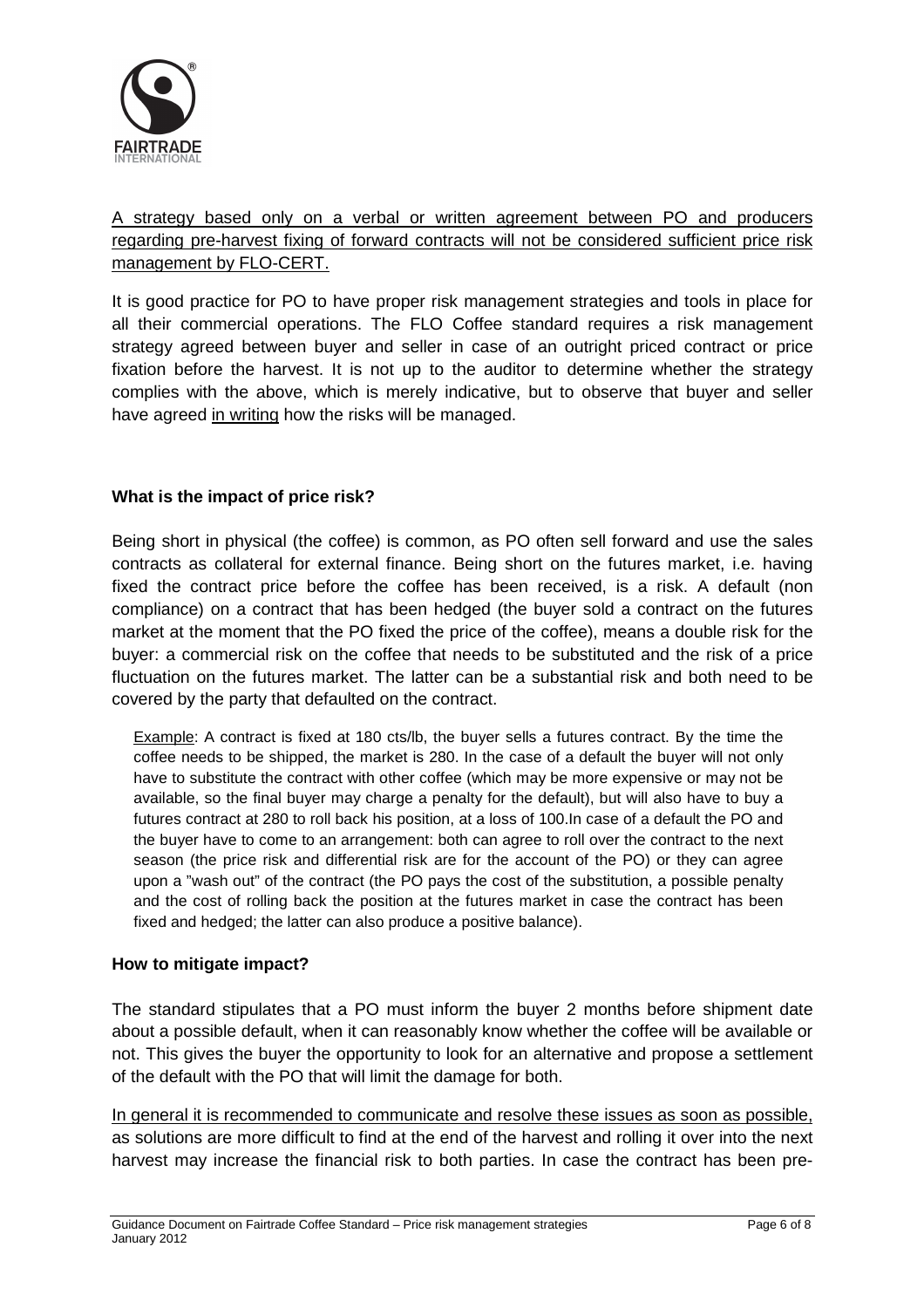A strategy based only on a verbal or written agreement between PO and producers regarding pre-harvest fixing of forward contracts will not be considered sufficient price risk management by FLO-CERT.

It is good practice for PO to have proper risk management strategies and tools in place for all their commercial operations. The FLO Coffee standard requires a risk management strategy agreed between buyer and seller in case of an outright priced contract or price fixation before the harvest. It is not up to the auditor to determine whether the strategy complies with the above, which is merely indicative, but to observe that buyer and seller have agreed in writing how the risks will be managed.

**What is the impact of price risk?**

Being short in physical (the coffee) is common, as PO often sell forward and use the sales contracts as collateral for external finance. Being short on the futures market, i.e. having fixed the contract price before the coffee has been received, is a risk. A default (non compliance) on a contract that has been hedged (the buyer sold a contract on the futures market at the moment that the PO fixed the price of the coffee), means a double risk for the buyer: a commercial risk on the coffee that needs to be substituted and the risk of a price fluctuation on the futures market. The latter can be a substantial risk and both need to be covered by the party that defaulted on the contract.

> Example: A contract is fixed at 180 cts/lb, the buyer sells a futures contract. By the time the coffee needs to be shipped, the market is 280. In the case of a default the buyer will not only have to substitute the contract with other coffee (which may be more expensive or may not be available, so the final buyer may charge a penalty for the default), but will also have to buy a futures contract at 280 to roll back his position, at a loss of 100.In case of a default the PO and the buyer have to come to an arrangement: both can agree to roll over the contract to the next season (the price risk and differential risk are for the account of the PO) or they can agree upon a "wash out" of the contract (the PO pays the cost of the substitution, a possible penalty and the cost of rolling back the position at the futures market in case the contract has been fixed and hedged; the latter can also produce a positive balance).

**How to mitigate impact?**

The standard stipulates that a PO must inform the buyer 2 months before shipment date about a possible default, when it can reasonably know whether the coffee will be available or not. This gives the buyer the opportunity to look for an alternative and propose a settlement of the default with the PO that will limit the damage for both.

In general it is recommended to communicate and resolve these issues as soon as possible, as solutions are more difficult to find at the end of the harvest and rolling it over into the next harvest may increase the financial risk to both parties. In case the contract has been pre-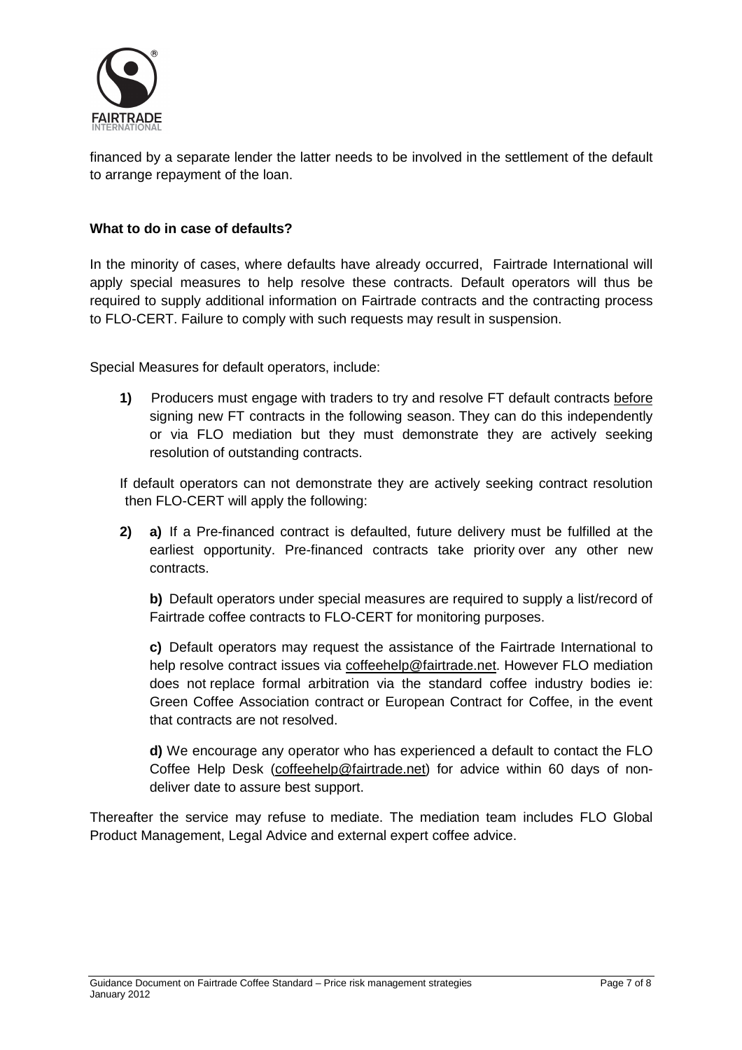financed by a separate lender the latter needs to be involved in the settlement of the default to arrange repayment of the loan.

**What to do in case of defaults?**

In the minority of cases, where defaults have already occurred, Fairtrade International will apply special measures to help resolve these contracts. Default operators will thus be required to supply additional information on Fairtrade contracts and the contracting process to FLO-CERT. Failure to comply with such requests may result in suspension.

Special Measures for default operators, include:

**1)** Producers must engage with traders to try and resolve FT default contracts <u>before</u> signing new FT contracts in the following season. They can do this independently or via FLO mediation but they must demonstrate they are actively seeking resolution of outstanding contracts.

If default operators can not demonstrate they are actively seeking contract resolution then FLO-CERT will apply the following:

**2)** **a)** If a Pre-financed contract is defaulted, future delivery must be fulfilled at the earliest opportunity. Pre-financed contracts take priority over any other new contracts.

**b)** Default operators under special measures are required to supply a list/record of Fairtrade coffee contracts to FLO-CERT for monitoring purposes.

**c)** Default operators may request the assistance of the Fairtrade International to help resolve contract issues via coffeehelp@fairtrade.net. However FLO mediation does not replace formal arbitration via the standard coffee industry bodies ie: Green Coffee Association contract or European Contract for Coffee, in the event that contracts are not resolved.

**d)** We encourage any operator who has experienced a default to contact the FLO Coffee Help Desk (coffeehelp@fairtrade.net) for advice within 60 days of non-deliver date to assure best support.

Thereafter the service may refuse to mediate. The mediation team includes FLO Global Product Management, Legal Advice and external expert coffee advice.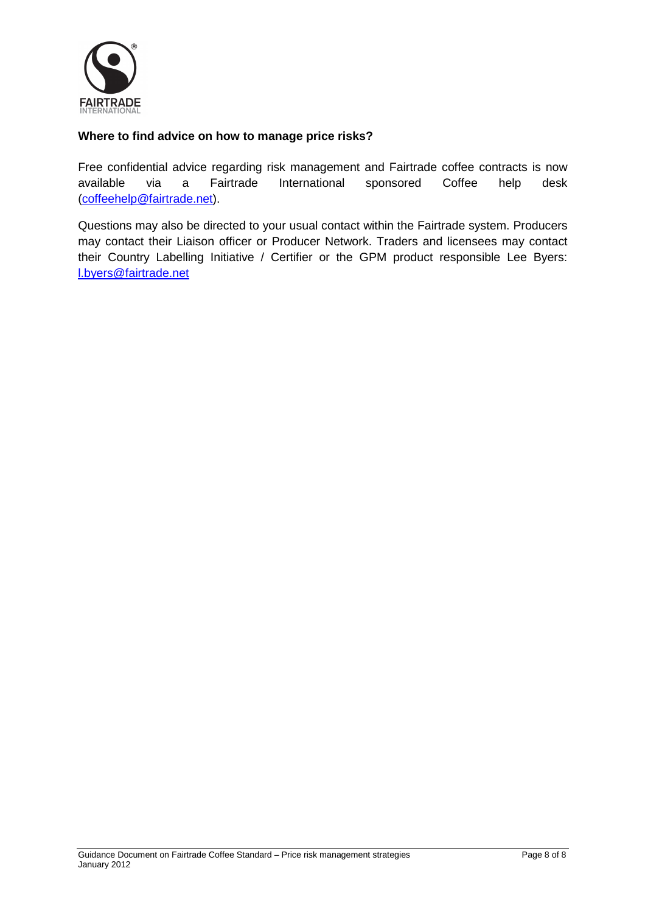**Where to find advice on how to manage price risks?**

Free confidential advice regarding risk management and Fairtrade coffee contracts is now available via a Fairtrade International sponsored Coffee help desk (coffeehelp@fairtrade.net).

Questions may also be directed to your usual contact within the Fairtrade system. Producers may contact their Liaison officer or Producer Network. Traders and licensees may contact their Country Labelling Initiative / Certifier or the GPM product responsible Lee Byers: l.byers@fairtrade.net